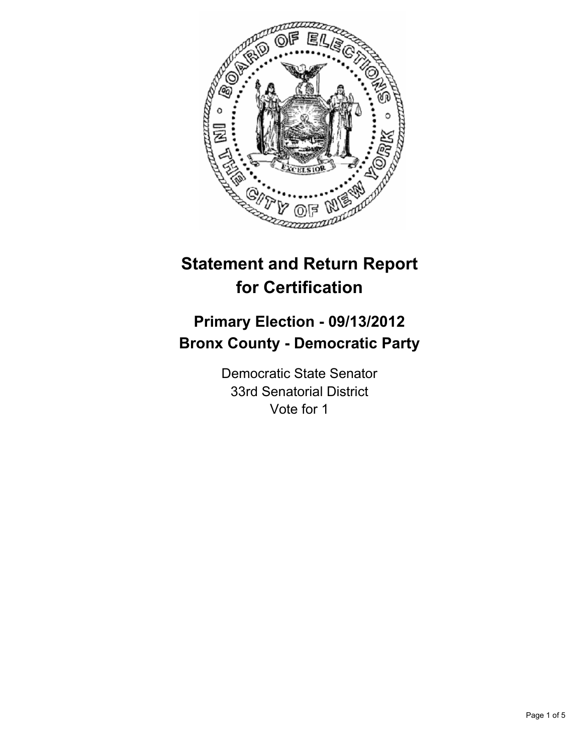# Statement and Return Report for Certification

## Primary Election - 09/13/2012
## Bronx County - Democratic Party

Democratic State Senator
33rd Senatorial District
Vote for 1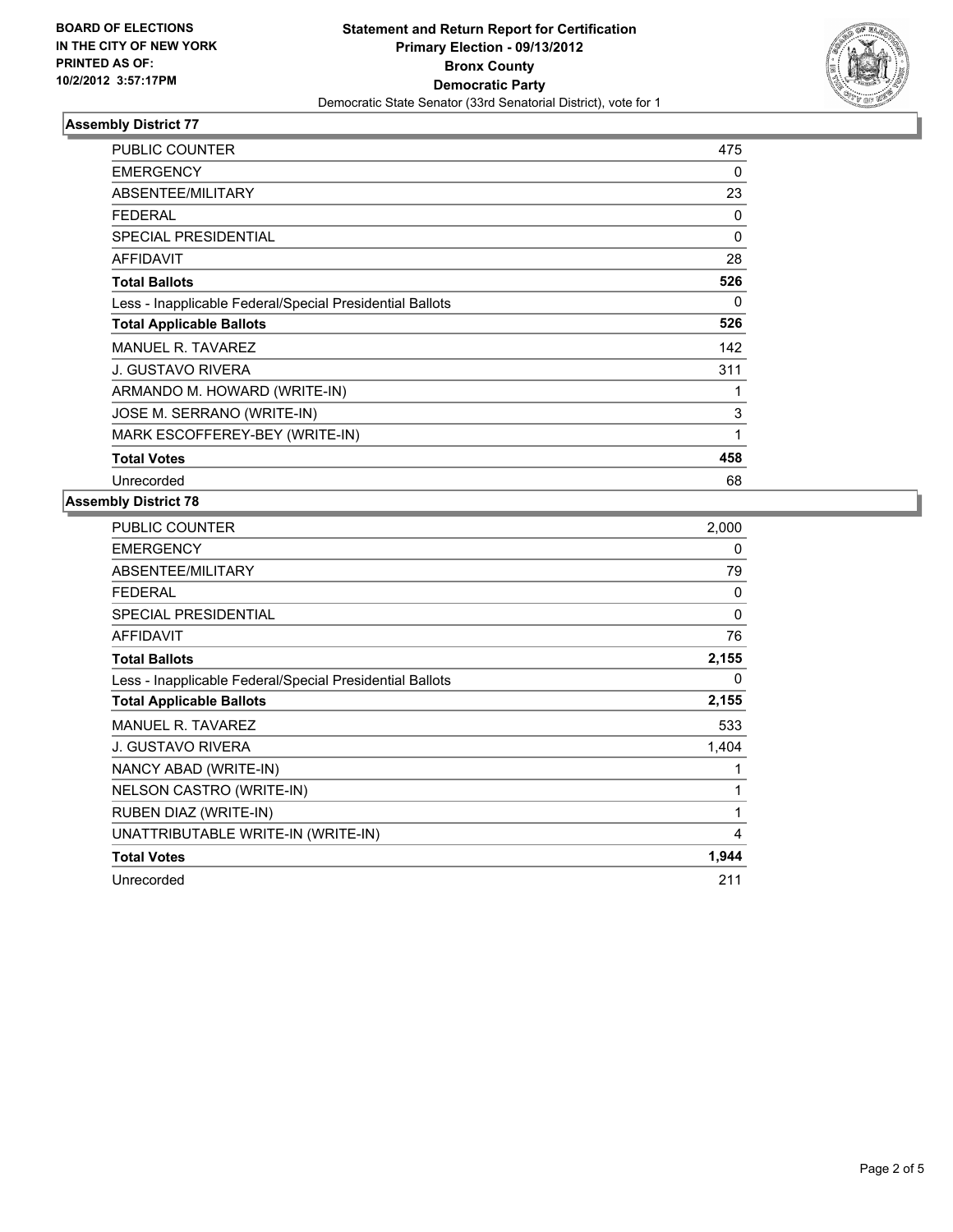BOARD OF ELECTIONS
IN THE CITY OF NEW YORK
PRINTED AS OF:
10/2/2012 3:57:17PM

**Statement and Return Report for Certification**
**Primary Election - 09/13/2012**
**Bronx County**
**Democratic Party**
Democratic State Senator (33rd Senatorial District), vote for 1

## Assembly District 77

| | |
|---|---|
| PUBLIC COUNTER | 475 |
| EMERGENCY | 0 |
| ABSENTEE/MILITARY | 23 |
| FEDERAL | 0 |
| SPECIAL PRESIDENTIAL | 0 |
| AFFIDAVIT | 28 |
| **Total Ballots** | **526** |
| Less - Inapplicable Federal/Special Presidential Ballots | 0 |
| **Total Applicable Ballots** | **526** |
| MANUEL R. TAVAREZ | 142 |
| J. GUSTAVO RIVERA | 311 |
| ARMANDO M. HOWARD (WRITE-IN) | 1 |
| JOSE M. SERRANO (WRITE-IN) | 3 |
| MARK ESCOFFEREY-BEY (WRITE-IN) | 1 |
| **Total Votes** | **458** |
| Unrecorded | 68 |

## Assembly District 78

| | |
|---|---|
| PUBLIC COUNTER | 2,000 |
| EMERGENCY | 0 |
| ABSENTEE/MILITARY | 79 |
| FEDERAL | 0 |
| SPECIAL PRESIDENTIAL | 0 |
| AFFIDAVIT | 76 |
| **Total Ballots** | **2,155** |
| Less - Inapplicable Federal/Special Presidential Ballots | 0 |
| **Total Applicable Ballots** | **2,155** |
| MANUEL R. TAVAREZ | 533 |
| J. GUSTAVO RIVERA | 1,404 |
| NANCY ABAD (WRITE-IN) | 1 |
| NELSON CASTRO (WRITE-IN) | 1 |
| RUBEN DIAZ (WRITE-IN) | 1 |
| UNATTRIBUTABLE WRITE-IN (WRITE-IN) | 4 |
| **Total Votes** | **1,944** |
| Unrecorded | 211 |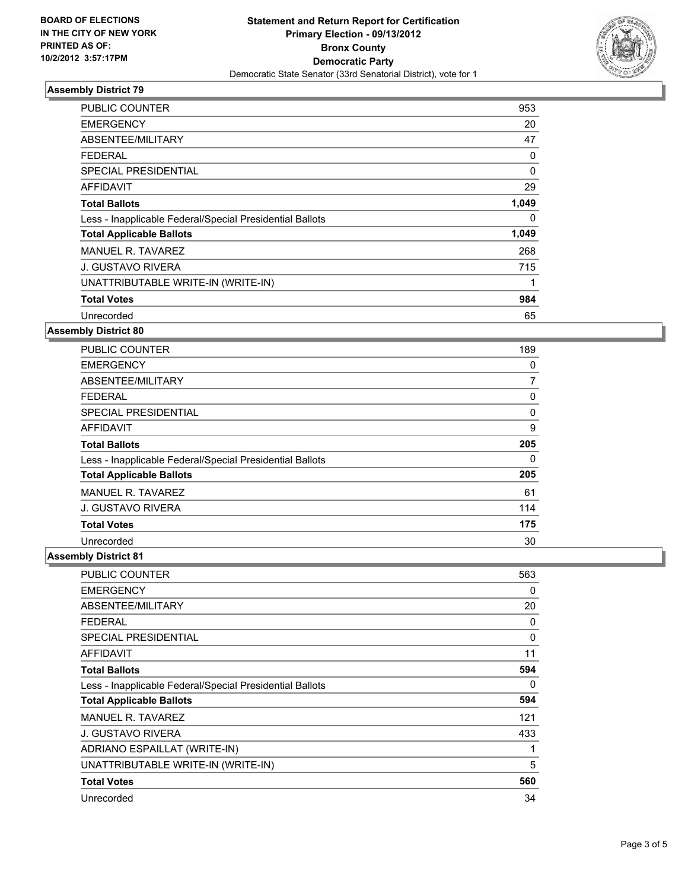BOARD OF ELECTIONS
IN THE CITY OF NEW YORK
PRINTED AS OF:
10/2/2012 3:57:17PM

# Statement and Return Report for Certification
## Primary Election - 09/13/2012
## Bronx County
## Democratic Party
Democratic State Senator (33rd Senatorial District), vote for 1

### Assembly District 79

| | |
|---|---|
| PUBLIC COUNTER | 953 |
| EMERGENCY | 20 |
| ABSENTEE/MILITARY | 47 |
| FEDERAL | 0 |
| SPECIAL PRESIDENTIAL | 0 |
| AFFIDAVIT | 29 |
| **Total Ballots** | **1,049** |
| Less - Inapplicable Federal/Special Presidential Ballots | 0 |
| **Total Applicable Ballots** | **1,049** |
| MANUEL R. TAVAREZ | 268 |
| J. GUSTAVO RIVERA | 715 |
| UNATTRIBUTABLE WRITE-IN (WRITE-IN) | 1 |
| **Total Votes** | **984** |
| Unrecorded | 65 |

### Assembly District 80

| | |
|---|---|
| PUBLIC COUNTER | 189 |
| EMERGENCY | 0 |
| ABSENTEE/MILITARY | 7 |
| FEDERAL | 0 |
| SPECIAL PRESIDENTIAL | 0 |
| AFFIDAVIT | 9 |
| **Total Ballots** | **205** |
| Less - Inapplicable Federal/Special Presidential Ballots | 0 |
| **Total Applicable Ballots** | **205** |
| MANUEL R. TAVAREZ | 61 |
| J. GUSTAVO RIVERA | 114 |
| **Total Votes** | **175** |
| Unrecorded | 30 |

### Assembly District 81

| | |
|---|---|
| PUBLIC COUNTER | 563 |
| EMERGENCY | 0 |
| ABSENTEE/MILITARY | 20 |
| FEDERAL | 0 |
| SPECIAL PRESIDENTIAL | 0 |
| AFFIDAVIT | 11 |
| **Total Ballots** | **594** |
| Less - Inapplicable Federal/Special Presidential Ballots | 0 |
| **Total Applicable Ballots** | **594** |
| MANUEL R. TAVAREZ | 121 |
| J. GUSTAVO RIVERA | 433 |
| ADRIANO ESPAILLAT (WRITE-IN) | 1 |
| UNATTRIBUTABLE WRITE-IN (WRITE-IN) | 5 |
| **Total Votes** | **560** |
| Unrecorded | 34 |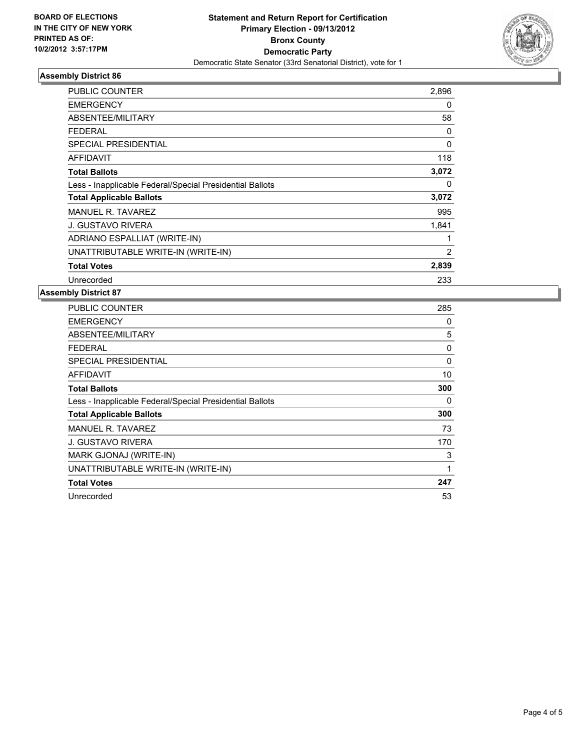**BOARD OF ELECTIONS IN THE CITY OF NEW YORK PRINTED AS OF: 10/2/2012 3:57:17PM**

**Statement and Return Report for Certification**
**Primary Election - 09/13/2012**
**Bronx County**
**Democratic Party**
Democratic State Senator (33rd Senatorial District), vote for 1

### Assembly District 86

| | |
|---|---|
| PUBLIC COUNTER | 2,896 |
| EMERGENCY | 0 |
| ABSENTEE/MILITARY | 58 |
| FEDERAL | 0 |
| SPECIAL PRESIDENTIAL | 0 |
| AFFIDAVIT | 118 |
| **Total Ballots** | **3,072** |
| Less - Inapplicable Federal/Special Presidential Ballots | 0 |
| **Total Applicable Ballots** | **3,072** |
| MANUEL R. TAVAREZ | 995 |
| J. GUSTAVO RIVERA | 1,841 |
| ADRIANO ESPALLIAT (WRITE-IN) | 1 |
| UNATTRIBUTABLE WRITE-IN (WRITE-IN) | 2 |
| **Total Votes** | **2,839** |
| Unrecorded | 233 |

### Assembly District 87

| | |
|---|---|
| PUBLIC COUNTER | 285 |
| EMERGENCY | 0 |
| ABSENTEE/MILITARY | 5 |
| FEDERAL | 0 |
| SPECIAL PRESIDENTIAL | 0 |
| AFFIDAVIT | 10 |
| **Total Ballots** | **300** |
| Less - Inapplicable Federal/Special Presidential Ballots | 0 |
| **Total Applicable Ballots** | **300** |
| MANUEL R. TAVAREZ | 73 |
| J. GUSTAVO RIVERA | 170 |
| MARK GJONAJ (WRITE-IN) | 3 |
| UNATTRIBUTABLE WRITE-IN (WRITE-IN) | 1 |
| **Total Votes** | **247** |
| Unrecorded | 53 |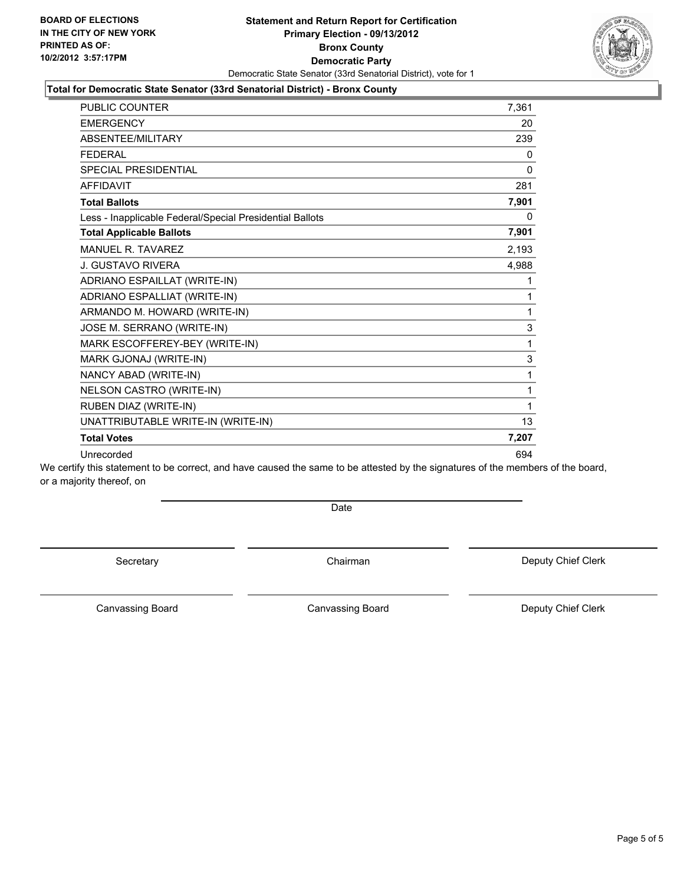**BOARD OF ELECTIONS IN THE CITY OF NEW YORK PRINTED AS OF: 10/2/2012 3:57:17PM**

**Statement and Return Report for Certification**
**Primary Election - 09/13/2012**
**Bronx County**
**Democratic Party**
Democratic State Senator (33rd Senatorial District), vote for 1

**Total for Democratic State Senator (33rd Senatorial District) - Bronx County**

| | |
|---|---|
| PUBLIC COUNTER | 7,361 |
| EMERGENCY | 20 |
| ABSENTEE/MILITARY | 239 |
| FEDERAL | 0 |
| SPECIAL PRESIDENTIAL | 0 |
| AFFIDAVIT | 281 |
| **Total Ballots** | **7,901** |
| Less - Inapplicable Federal/Special Presidential Ballots | 0 |
| **Total Applicable Ballots** | **7,901** |
| MANUEL R. TAVAREZ | 2,193 |
| J. GUSTAVO RIVERA | 4,988 |
| ADRIANO ESPAILLAT (WRITE-IN) | 1 |
| ADRIANO ESPALLIAT (WRITE-IN) | 1 |
| ARMANDO M. HOWARD (WRITE-IN) | 1 |
| JOSE M. SERRANO (WRITE-IN) | 3 |
| MARK ESCOFFEREY-BEY (WRITE-IN) | 1 |
| MARK GJONAJ (WRITE-IN) | 3 |
| NANCY ABAD (WRITE-IN) | 1 |
| NELSON CASTRO (WRITE-IN) | 1 |
| RUBEN DIAZ (WRITE-IN) | 1 |
| UNATTRIBUTABLE WRITE-IN (WRITE-IN) | 13 |
| **Total Votes** | **7,207** |
| Unrecorded | 694 |

We certify this statement to be correct, and have caused the same to be attested by the signatures of the members of the board, or a majority thereof, on

Date

Secretary    Chairman    Deputy Chief Clerk

Canvassing Board    Canvassing Board    Deputy Chief Clerk